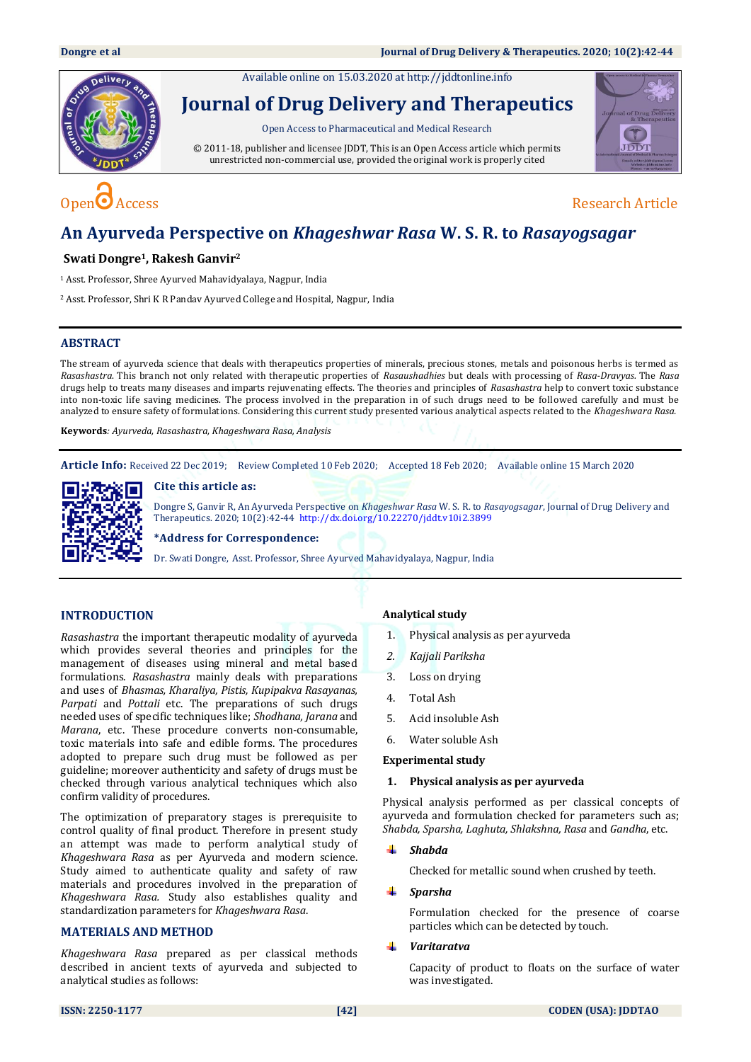Available online on 15.03.2020 at http://jddtonline.info

# Journal of Drug Delivery and Therapeutics

Open Access to Pharmaceutical and Medical Research

© 2011-18, publisher and licensee JDDT, This is an Open Access article which permits unrestricted non-commercial use, provided the original work is properly cited

Open Access

Research Article

# An Ayurveda Perspective on *Khageshwar Rasa* W. S. R. to *Rasayogsagar*

**Swati Dongre[1], Rakesh Ganvir[2]**

[1] Asst. Professor, Shree Ayurved Mahavidyalaya, Nagpur, India

[2] Asst. Professor, Shri K R Pandav Ayurved College and Hospital, Nagpur, India

## ABSTRACT

The stream of ayurveda science that deals with therapeutics properties of minerals, precious stones, metals and poisonous herbs is termed as *Rasashastra*. This branch not only related with therapeutic properties of *Rasaushadhies* but deals with processing of *Rasa-Dravyas*. The *Rasa* drugs help to treats many diseases and imparts rejuvenating effects. The theories and principles of *Rasashastra* help to convert toxic substance into non-toxic life saving medicines. The process involved in the preparation in of such drugs need to be followed carefully and must be analyzed to ensure safety of formulations. Considering this current study presented various analytical aspects related to the *Khageshwara Rasa.*

**Keywords**: *Ayurveda, Rasashastra, Khageshwara Rasa, Analysis*

**Article Info:** Received 22 Dec 2019; Review Completed 10 Feb 2020; Accepted 18 Feb 2020; Available online 15 March 2020

**Cite this article as:**

Dongre S, Ganvir R, An Ayurveda Perspective on *Khageshwar Rasa* W. S. R. to *Rasayogsagar*, Journal of Drug Delivery and Therapeutics. 2020; 10(2):42-44 http://dx.doi.org/10.22270/jddt.v10i2.3899

***Address for Correspondence:**

Dr. Swati Dongre, Asst. Professor, Shree Ayurved Mahavidyalaya, Nagpur, India

## INTRODUCTION

*Rasashastra* the important therapeutic modality of ayurveda which provides several theories and principles for the management of diseases using mineral and metal based formulations. *Rasashastra* mainly deals with preparations and uses of *Bhasmas, Kharaliya, Pistis, Kupipakva Rasayanas, Parpati* and *Pottali* etc. The preparations of such drugs needed uses of specific techniques like; *Shodhana, Jarana* and *Marana*, etc. These procedure converts non-consumable, toxic materials into safe and edible forms. The procedures adopted to prepare such drug must be followed as per guideline; moreover authenticity and safety of drugs must be checked through various analytical techniques which also confirm validity of procedures.

The optimization of preparatory stages is prerequisite to control quality of final product. Therefore in present study an attempt was made to perform analytical study of *Khageshwara Rasa* as per Ayurveda and modern science. Study aimed to authenticate quality and safety of raw materials and procedures involved in the preparation of *Khageshwara Rasa*. Study also establishes quality and standardization parameters for *Khageshwara Rasa*.

## MATERIALS AND METHOD

*Khageshwara Rasa* prepared as per classical methods described in ancient texts of ayurveda and subjected to analytical studies as follows:

**Analytical study**

1. Physical analysis as per ayurveda
2. *Kajjali Pariksha*
3. Loss on drying
4. Total Ash
5. Acid insoluble Ash
6. Water soluble Ash

**Experimental study**

**1. Physical analysis as per ayurveda**

Physical analysis performed as per classical concepts of ayurveda and formulation checked for parameters such as; *Shabda, Sparsha, Laghuta, Shlakshna, Rasa* and *Gandha*, etc.

- ***Shabda***

  Checked for metallic sound when crushed by teeth.

- ***Sparsha***

  Formulation checked for the presence of coarse particles which can be detected by touch.

- ***Varitaratva***

  Capacity of product to floats on the surface of water was investigated.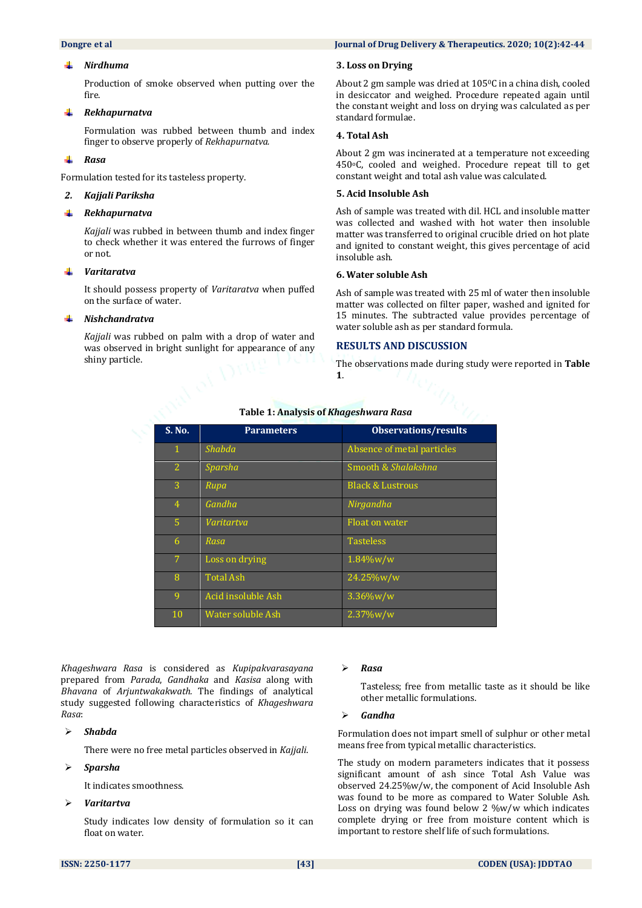- ***Nirdhuma***

  Production of smoke observed when putting over the fire.

- ***Rekhapurnatva***

  Formulation was rubbed between thumb and index finger to observe properly of *Rekhapurnatva.*

- ***Rasa***

Formulation tested for its tasteless property.

**2. *Kajjali Pariksha***

- ***Rekhapurnatva***

  *Kajjali* was rubbed in between thumb and index finger to check whether it was entered the furrows of finger or not.

- ***Varitaratva***

  It should possess property of *Varitaratva* when puffed on the surface of water.

- ***Nishchandratva***

  *Kajjali* was rubbed on palm with a drop of water and was observed in bright sunlight for appearance of any shiny particle.

### 3. Loss on Drying

About 2 gm sample was dried at 105$^0$C in a china dish, cooled in desiccator and weighed. Procedure repeated again until the constant weight and loss on drying was calculated as per standard formulae.

### 4. Total Ash

About 2 gm was incinerated at a temperature not exceeding 450$^0$C, cooled and weighed. Procedure repeat till to get constant weight and total ash value was calculated.

### 5. Acid Insoluble Ash

Ash of sample was treated with dil. HCL and insoluble matter was collected and washed with hot water then insoluble matter was transferred to original crucible dried on hot plate and ignited to constant weight, this gives percentage of acid insoluble ash.

### 6. Water soluble Ash

Ash of sample was treated with 25 ml of water then insoluble matter was collected on filter paper, washed and ignited for 15 minutes. The subtracted value provides percentage of water soluble ash as per standard formula.

## RESULTS AND DISCUSSION

The observations made during study were reported in **Table 1**.

**Table 1: Analysis of *Khageshwara Rasa***

| S. No. | Parameters | Observations/results |
|---|---|---|
| 1 | *Shabda* | Absence of metal particles |
| 2 | *Sparsha* | Smooth & *Shalakshna* |
| 3 | *Rupa* | Black & Lustrous |
| 4 | *Gandha* | *Nirgandha* |
| 5 | *Varitartva* | Float on water |
| 6 | *Rasa* | Tasteless |
| 7 | Loss on drying | 1.84%w/w |
| 8 | Total Ash | 24.25%w/w |
| 9 | Acid insoluble Ash | 3.36%w/w |
| 10 | Water soluble Ash | 2.37%w/w |

*Khageshwara Rasa* is considered as *Kupipakvarasayana* prepared from *Parada*, *Gandhaka* and *Kasisa* along with *Bhavana* of *Arjuntwakakwath.* The findings of analytical study suggested following characteristics of *Khageshwara Rasa*:

- ***Shabda***

  There were no free metal particles observed in *Kajjali.*

- ***Sparsha***

  It indicates smoothness.

- ***Varitartva***

  Study indicates low density of formulation so it can float on water.

- ***Rasa***

  Tasteless; free from metallic taste as it should be like other metallic formulations.

- ***Gandha***

Formulation does not impart smell of sulphur or other metal means free from typical metallic characteristics.

The study on modern parameters indicates that it possess significant amount of ash since Total Ash Value was observed 24.25%w/w, the component of Acid Insoluble Ash was found to be more as compared to Water Soluble Ash. Loss on drying was found below 2 %w/w which indicates complete drying or free from moisture content which is important to restore shelf life of such formulations.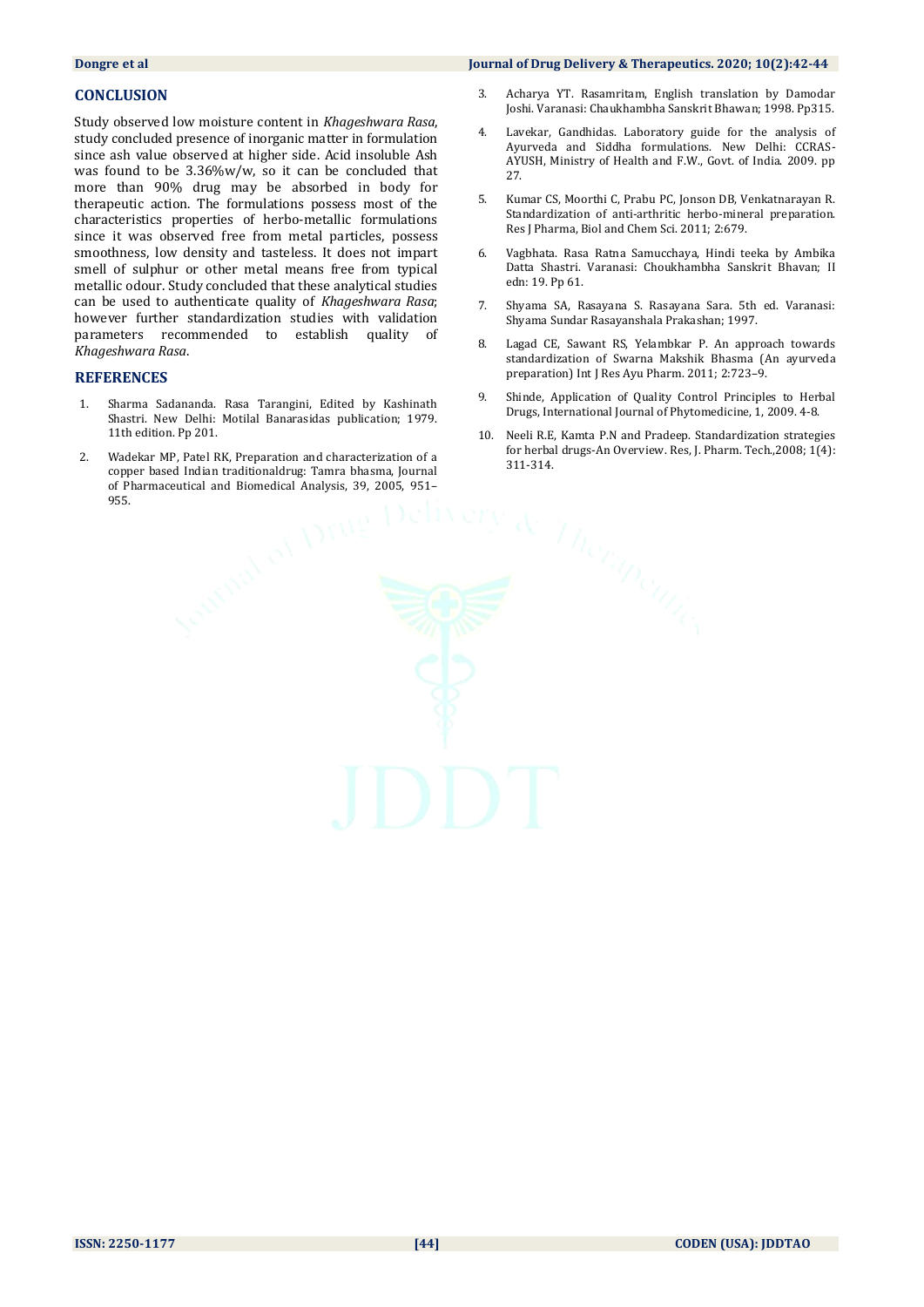## CONCLUSION

Study observed low moisture content in *Khageshwara Rasa*, study concluded presence of inorganic matter in formulation since ash value observed at higher side. Acid insoluble Ash was found to be 3.36%w/w, so it can be concluded that more than 90% drug may be absorbed in body for therapeutic action. The formulations possess most of the characteristics properties of herbo-metallic formulations since it was observed free from metal particles, possess smoothness, low density and tasteless. It does not impart smell of sulphur or other metal means free from typical metallic odour. Study concluded that these analytical studies can be used to authenticate quality of *Khageshwara Rasa*; however further standardization studies with validation parameters recommended to establish quality of *Khageshwara Rasa*.

## REFERENCES

1. Sharma Sadananda. Rasa Tarangini, Edited by Kashinath Shastri. New Delhi: Motilal Banarasidas publication; 1979. 11th edition. Pp 201.
2. Wadekar MP, Patel RK, Preparation and characterization of a copper based Indian traditionaldrug: Tamra bhasma, Journal of Pharmaceutical and Biomedical Analysis, 39, 2005, 951–955.
3. Acharya YT. Rasamritam, English translation by Damodar Joshi. Varanasi: Chaukhambha Sanskrit Bhawan; 1998. Pp315.
4. Lavekar, Gandhidas. Laboratory guide for the analysis of Ayurveda and Siddha formulations. New Delhi: CCRAS-AYUSH, Ministry of Health and F.W., Govt. of India. 2009. pp 27.
5. Kumar CS, Moorthi C, Prabu PC, Jonson DB, Venkatnarayan R. Standardization of anti-arthritic herbo-mineral preparation. Res J Pharma, Biol and Chem Sci. 2011; 2:679.
6. Vagbhata. Rasa Ratna Samucchaya, Hindi teeka by Ambika Datta Shastri. Varanasi: Choukhambha Sanskrit Bhavan; II edn: 19. Pp 61.
7. Shyama SA, Rasayana S. Rasayana Sara. 5th ed. Varanasi: Shyama Sundar Rasayanshala Prakashan; 1997.
8. Lagad CE, Sawant RS, Yelambkar P. An approach towards standardization of Swarna Makshik Bhasma (An ayurveda preparation) Int J Res Ayu Pharm. 2011; 2:723–9.
9. Shinde, Application of Quality Control Principles to Herbal Drugs, International Journal of Phytomedicine, 1, 2009. 4-8.
10. Neeli R.E, Kamta P.N and Pradeep. Standardization strategies for herbal drugs-An Overview. Res, J. Pharm. Tech.,2008; 1(4): 311-314.